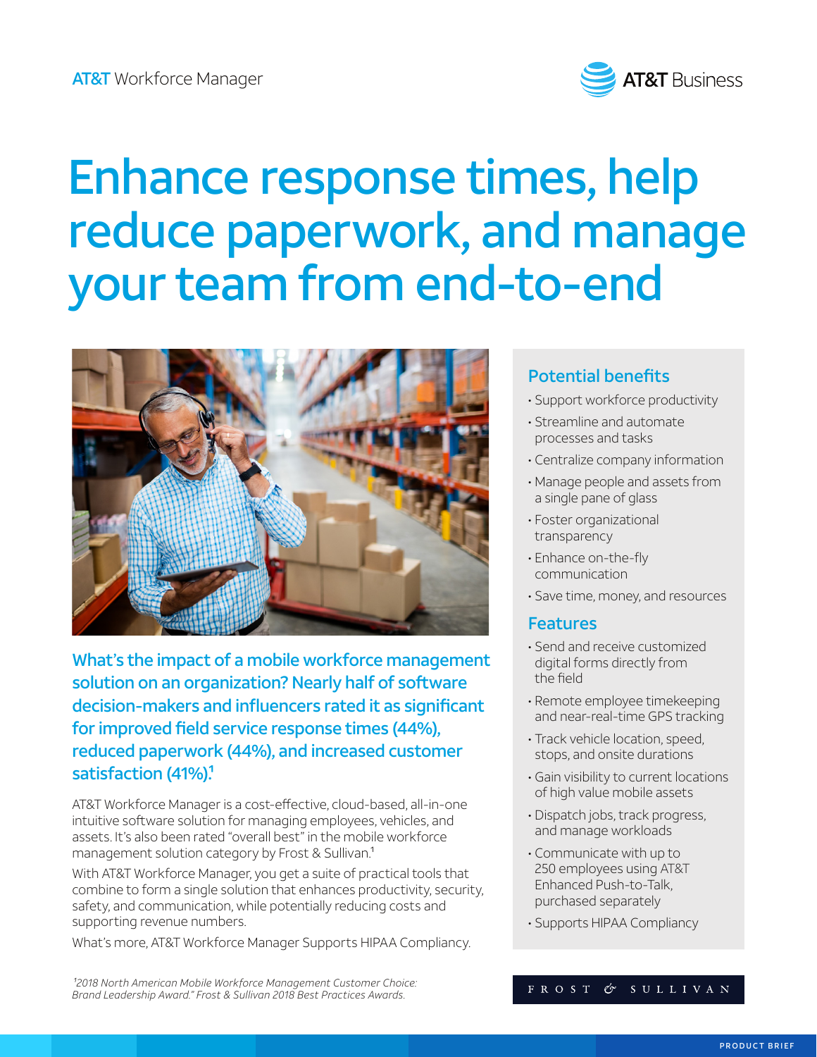AT&T Workforce Manager

AT&T Business

# Enhance response times, help reduce paperwork, and manage your team from end-to-end

## What's the impact of a mobile workforce management solution on an organization? Nearly half of software decision-makers and influencers rated it as significant for improved field service response times (44%), reduced paperwork (44%), and increased customer satisfaction (41%).[1]

AT&T Workforce Manager is a cost-effective, cloud-based, all-in-one intuitive software solution for managing employees, vehicles, and assets. It's also been rated "overall best" in the mobile workforce management solution category by Frost & Sullivan.[1]

With AT&T Workforce Manager, you get a suite of practical tools that combine to form a single solution that enhances productivity, security, safety, and communication, while potentially reducing costs and supporting revenue numbers.

What's more, AT&T Workforce Manager Supports HIPAA Compliancy.

### Potential benefits

- Support workforce productivity
- Streamline and automate processes and tasks
- Centralize company information
- Manage people and assets from a single pane of glass
- Foster organizational transparency
- Enhance on-the-fly communication
- Save time, money, and resources

### Features

- Send and receive customized digital forms directly from the field
- Remote employee timekeeping and near-real-time GPS tracking
- Track vehicle location, speed, stops, and onsite durations
- Gain visibility to current locations of high value mobile assets
- Dispatch jobs, track progress, and manage workloads
- Communicate with up to 250 employees using AT&T Enhanced Push-to-Talk, purchased separately
- Supports HIPAA Compliancy

FROST & SULLIVAN

*[1]2018 North American Mobile Workforce Management Customer Choice: Brand Leadership Award." Frost & Sullivan 2018 Best Practices Awards.*

PRODUCT BRIEF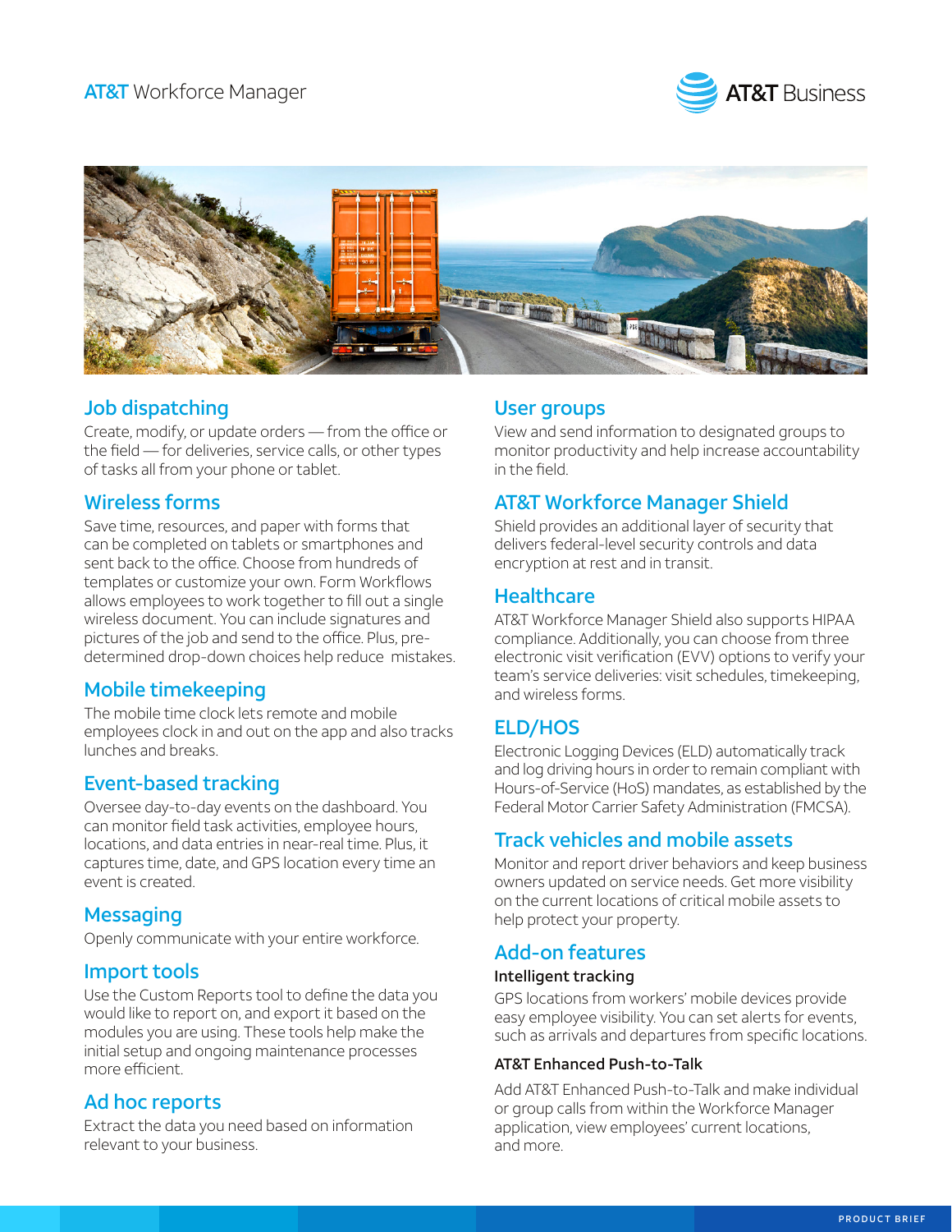## Job dispatching

Create, modify, or update orders — from the office or the field — for deliveries, service calls, or other types of tasks all from your phone or tablet.

## Wireless forms

Save time, resources, and paper with forms that can be completed on tablets or smartphones and sent back to the office. Choose from hundreds of templates or customize your own. Form Workflows allows employees to work together to fill out a single wireless document. You can include signatures and pictures of the job and send to the office. Plus, pre-determined drop-down choices help reduce mistakes.

## Mobile timekeeping

The mobile time clock lets remote and mobile employees clock in and out on the app and also tracks lunches and breaks.

## Event-based tracking

Oversee day-to-day events on the dashboard. You can monitor field task activities, employee hours, locations, and data entries in near-real time. Plus, it captures time, date, and GPS location every time an event is created.

## Messaging

Openly communicate with your entire workforce.

## Import tools

Use the Custom Reports tool to define the data you would like to report on, and export it based on the modules you are using. These tools help make the initial setup and ongoing maintenance processes more efficient.

## Ad hoc reports

Extract the data you need based on information relevant to your business.

## User groups

View and send information to designated groups to monitor productivity and help increase accountability in the field.

## AT&T Workforce Manager Shield

Shield provides an additional layer of security that delivers federal-level security controls and data encryption at rest and in transit.

## Healthcare

AT&T Workforce Manager Shield also supports HIPAA compliance. Additionally, you can choose from three electronic visit verification (EVV) options to verify your team's service deliveries: visit schedules, timekeeping, and wireless forms.

## ELD/HOS

Electronic Logging Devices (ELD) automatically track and log driving hours in order to remain compliant with Hours-of-Service (HoS) mandates, as established by the Federal Motor Carrier Safety Administration (FMCSA).

## Track vehicles and mobile assets

Monitor and report driver behaviors and keep business owners updated on service needs. Get more visibility on the current locations of critical mobile assets to help protect your property.

## Add-on features

### Intelligent tracking

GPS locations from workers' mobile devices provide easy employee visibility. You can set alerts for events, such as arrivals and departures from specific locations.

### AT&T Enhanced Push-to-Talk

Add AT&T Enhanced Push-to-Talk and make individual or group calls from within the Workforce Manager application, view employees' current locations, and more.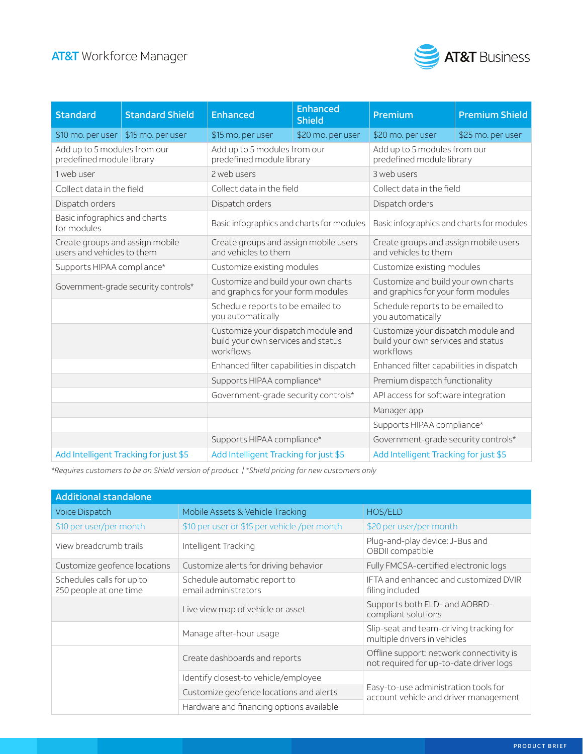# AT&T Workforce Manager

| Standard | Standard Shield | Enhanced | Enhanced Shield | Premium | Premium Shield |
|---|---|---|---|---|---|
| $10 mo. per user | $15 mo. per user | $15 mo. per user | $20 mo. per user | $20 mo. per user | $25 mo. per user |
| Add up to 5 modules from our predefined module library | | Add up to 5 modules from our predefined module library | | Add up to 5 modules from our predefined module library | |
| 1 web user | | 2 web users | | 3 web users | |
| Collect data in the field | | Collect data in the field | | Collect data in the field | |
| Dispatch orders | | Dispatch orders | | Dispatch orders | |
| Basic infographics and charts for modules | | Basic infographics and charts for modules | | Basic infographics and charts for modules | |
| Create groups and assign mobile users and vehicles to them | | Create groups and assign mobile users and vehicles to them | | Create groups and assign mobile users and vehicles to them | |
| Supports HIPAA compliance* | | Customize existing modules | | Customize existing modules | |
| Government-grade security controls* | | Customize and build your own charts and graphics for your form modules | | Customize and build your own charts and graphics for your form modules | |
| | | Schedule reports to be emailed to you automatically | | Schedule reports to be emailed to you automatically | |
| | | Customize your dispatch module and build your own services and status workflows | | Customize your dispatch module and build your own services and status workflows | |
| | | Enhanced filter capabilities in dispatch | | Enhanced filter capabilities in dispatch | |
| | | Supports HIPAA compliance* | | Premium dispatch functionality | |
| | | Government-grade security controls* | | API access for software integration | |
| | | | | Manager app | |
| | | | | Supports HIPAA compliance* | |
| | | Supports HIPAA compliance* | | Government-grade security controls* | |
| Add Intelligent Tracking for just $5 | | Add Intelligent Tracking for just $5 | | Add Intelligent Tracking for just $5 | |

*Requires customers to be on Shield version of product | *Shield pricing for new customers only*

| Additional standalone | | |
|---|---|---|
| Voice Dispatch | Mobile Assets & Vehicle Tracking | HOS/ELD |
| $10 per user/per month | $10 per user or $15 per vehicle /per month | $20 per user/per month |
| View breadcrumb trails | Intelligent Tracking | Plug-and-play device: J-Bus and OBDII compatible |
| Customize geofence locations | Customize alerts for driving behavior | Fully FMCSA-certified electronic logs |
| Schedules calls for up to 250 people at one time | Schedule automatic report to email administrators | IFTA and enhanced and customized DVIR filing included |
| | Live view map of vehicle or asset | Supports both ELD- and AOBRD-compliant solutions |
| | Manage after-hour usage | Slip-seat and team-driving tracking for multiple drivers in vehicles |
| | Create dashboards and reports | Offline support: network connectivity is not required for up-to-date driver logs |
| | Identify closest-to vehicle/employee | Easy-to-use administration tools for account vehicle and driver management |
| | Customize geofence locations and alerts | |
| | Hardware and financing options available | |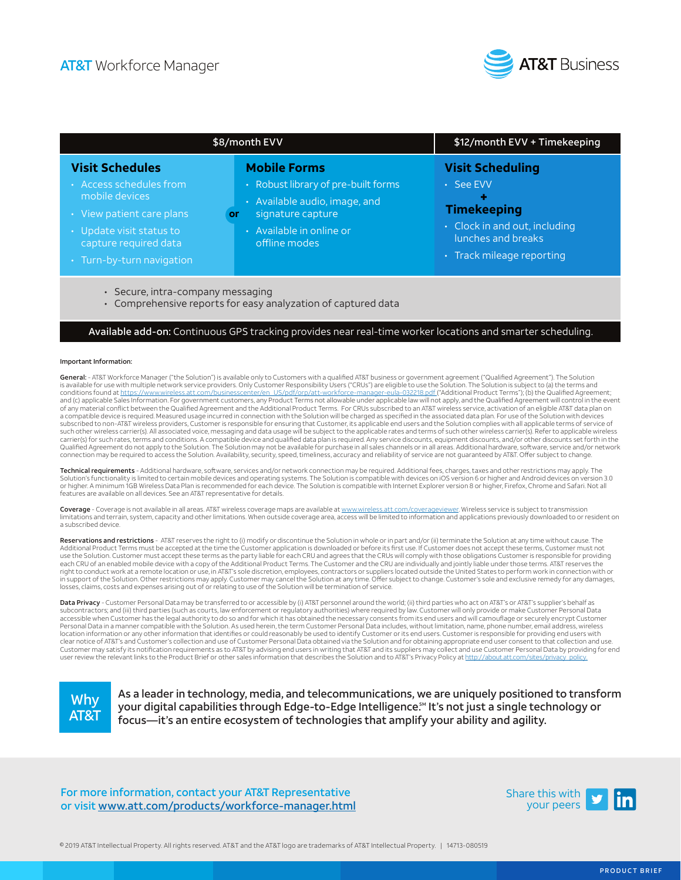AT&T Workforce Manager

| $8/month EVV | | $12/month EVV + Timekeeping |
|---|---|---|
| **Visit Schedules**<br>• Access schedules from mobile devices<br>• View patient care plans<br>• Update visit status to capture required data<br>• Turn-by-turn navigation | **or** **Mobile Forms**<br>• Robust library of pre-built forms<br>• Available audio, image, and signature capture<br>• Available in online or offline modes | **Visit Scheduling**<br>• See EVV<br>+<br>**Timekeeping**<br>• Clock in and out, including lunches and breaks<br>• Track mileage reporting |

- Secure, intra-company messaging
- Comprehensive reports for easy analyzation of captured data

**Available add-on:** Continuous GPS tracking provides near real-time worker locations and smarter scheduling.

Important Information:

**General:** - AT&T Workforce Manager ("the Solution") is available only to Customers with a qualified AT&T business or government agreement ("Qualified Agreement"). The Solution is available for use with multiple network service providers. Only Customer Responsibility Users ("CRUs") are eligible to use the Solution. The Solution is subject to (a) the terms and conditions found at https://www.wireless.att.com/businesscenter/en_US/pdf/orp/att-workforce-manager-eula-032218.pdf ("Additional Product Terms"); (b) the Qualified Agreement; and (c) applicable Sales Information. For government customers, any Product Terms not allowable under applicable law will not apply, and the Qualified Agreement will control in the event of any material conflict between the Qualified Agreement and the Additional Product Terms. For CRUs subscribed to an AT&T wireless service, activation of an eligible AT&T data plan on a compatible device is required. Measured usage incurred in connection with the Solution will be charged as specified in the associated data plan. For use of the Solution with devices subscribed to non-AT&T wireless providers, Customer is responsible for ensuring that Customer, its applicable end users and the Solution complies with all applicable terms of service of such other wireless carrier(s). All associated voice, messaging and data usage will be subject to the applicable rates and terms of such other wireless carrier(s). Refer to applicable wireless carrier(s) for such rates, terms and conditions. A compatible device and qualified data plan is required. Any service discounts, equipment discounts, and/or other discounts set forth in the Qualified Agreement do not apply to the Solution. The Solution may not be available for purchase in all sales channels or in all areas. Additional hardware, software, service and/or network connection may be required to access the Solution. Availability, security, speed, timeliness, accuracy and reliability of service are not guaranteed by AT&T. Offer subject to change.

**Technical requirements** - Additional hardware, software, services and/or network connection may be required. Additional fees, charges, taxes and other restrictions may apply. The Solution's functionality is limited to certain mobile devices and operating systems. The Solution is compatible with devices on iOS version 6 or higher and Android devices on version 3.0 or higher. A minimum 1GB Wireless Data Plan is recommended for each device. The Solution is compatible with Internet Explorer version 8 or higher, Firefox, Chrome and Safari. Not all features are available on all devices. See an AT&T representative for details.

**Coverage** - Coverage is not available in all areas. AT&T wireless coverage maps are available at www.wireless.att.com/coverageviewer. Wireless service is subject to transmission limitations and terrain, system, capacity and other limitations. When outside coverage area, access will be limited to information and applications previously downloaded to or resident on a subscribed device.

**Reservations and restrictions** - AT&T reserves the right to (i) modify or discontinue the Solution in whole or in part and/or (ii) terminate the Solution at any time without cause. The Additional Product Terms must be accepted at the time the Customer application is downloaded or before its first use. If Customer does not accept these terms, Customer must not use the Solution. Customer must accept these terms as the party liable for each CRU and agrees that the CRUs will comply with those obligations Customer is responsible for providing each CRU of an enabled mobile device with a copy of the Additional Product Terms. The Customer and the CRU are individually and jointly liable under those terms. AT&T reserves the right to conduct work at a remote location or use, in AT&T's sole discretion, employees, contractors or suppliers located outside the United States to perform work in connection with or in support of the Solution. Other restrictions may apply. Customer may cancel the Solution at any time. Offer subject to change. Customer's sole and exclusive remedy for any damages, losses, claims, costs and expenses arising out of or relating to use of the Solution will be termination of service.

**Data Privacy** - Customer Personal Data may be transferred to or accessible by (i) AT&T personnel around the world; (ii) third parties who act on AT&T's or AT&T's supplier's behalf as subcontractors; and (iii) third parties (such as courts, law enforcement or regulatory authorities) where required by law. Customer will only provide or make Customer Personal Data accessible when Customer has the legal authority to do so and for which it has obtained the necessary consents from its end users and will camouflage or securely encrypt Customer Personal Data in a manner compatible with the Solution. As used herein, the term Customer Personal Data includes, without limitation, name, phone number, email address, wireless location information or any other information that identifies or could reasonably be used to identify Customer or its end users. Customer is responsible for providing end users with clear notice of AT&T's and Customer's collection and use of Customer Personal Data obtained via the Solution and for obtaining appropriate end user consent to that collection and use. Customer may satisfy its notification requirements as to AT&T by advising end users in writing that AT&T and its suppliers may collect and use Customer Personal Data by providing for end user review the relevant links to the Product Brief or other sales information that describes the Solution and to AT&T's Privacy Policy at http://about.att.com/sites/privacy_policy.

**Why AT&T**

As a leader in technology, media, and telecommunications, we are uniquely positioned to transform your digital capabilities through Edge-to-Edge Intelligence.℠ It's not just a single technology or focus—it's an entire ecosystem of technologies that amplify your ability and agility.

For more information, contact your AT&T Representative or visit www.att.com/products/workforce-manager.html

Share this with your peers

© 2019 AT&T Intellectual Property. All rights reserved. AT&T and the AT&T logo are trademarks of AT&T Intellectual Property. | 14713-080519

PRODUCT BRIEF